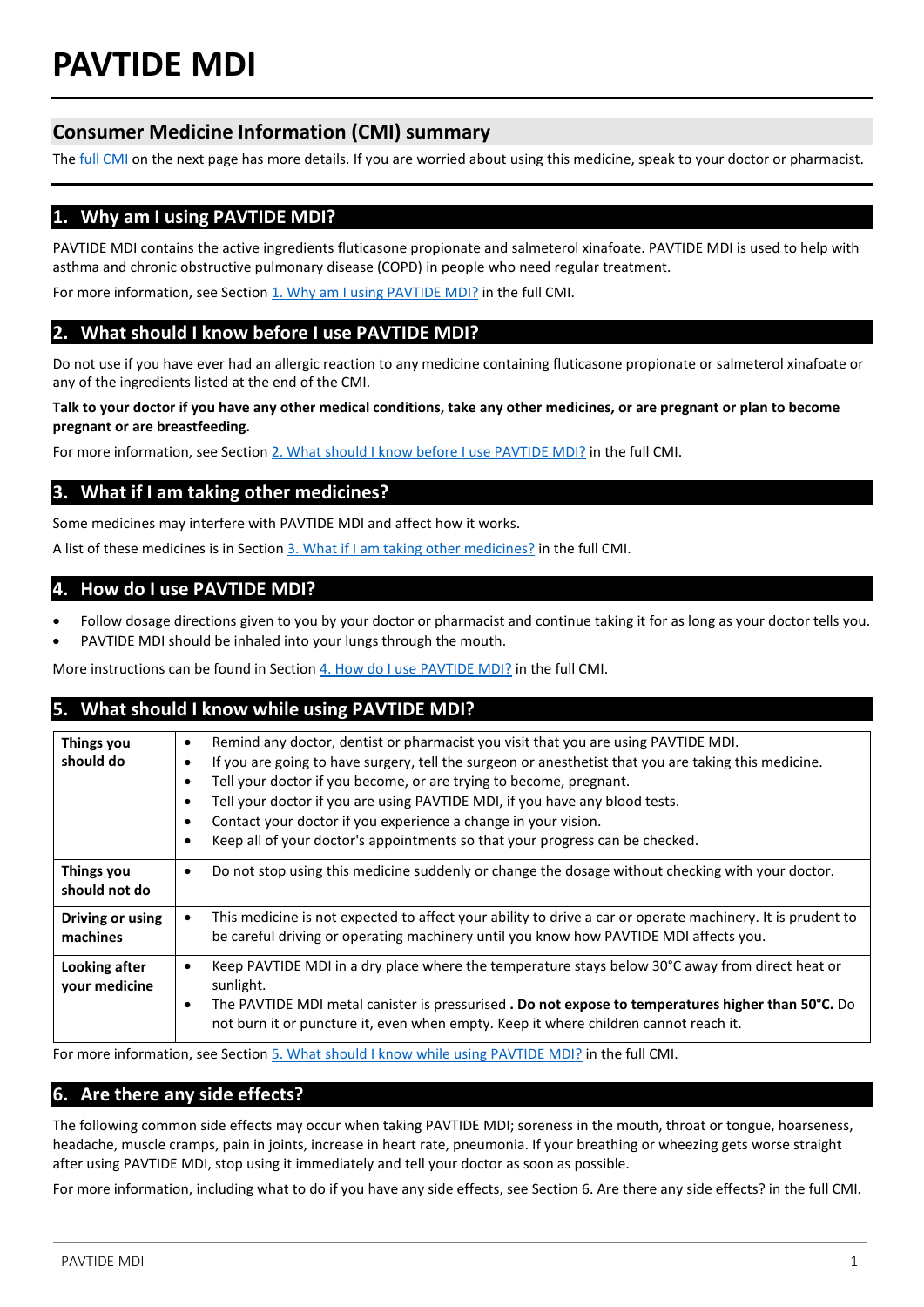# PAVTIDE MDI

## Consumer Medicine Information (CMI) summary

The full CMI on the next page has more details. If you are worried about using this medicine, speak to your doctor or pharmacist.

## 1. Why am I using PAVTIDE MDI?

PAVTIDE MDI contains the active ingredients fluticasone propionate and salmeterol xinafoate. PAVTIDE MDI is used to help with asthma and chronic obstructive pulmonary disease (COPD) in people who need regular treatment.

For more information, see Section 1. Why am I using PAVTIDE MDI? in the full CMI.

## 2. What should I know before I use PAVTIDE MDI?

Do not use if you have ever had an allergic reaction to any medicine containing fluticasone propionate or salmeterol xinafoate or any of the ingredients listed at the end of the CMI.

**Talk to your doctor if you have any other medical conditions, take any other medicines, or are pregnant or plan to become pregnant or are breastfeeding.**

For more information, see Section 2. What should I know before I use PAVTIDE MDI? in the full CMI.

## 3. What if I am taking other medicines?

Some medicines may interfere with PAVTIDE MDI and affect how it works.

A list of these medicines is in Section 3. What if I am taking other medicines? in the full CMI.

## 4. How do I use PAVTIDE MDI?

- Follow dosage directions given to you by your doctor or pharmacist and continue taking it for as long as your doctor tells you.
- PAVTIDE MDI should be inhaled into your lungs through the mouth.

More instructions can be found in Section 4. How do I use PAVTIDE MDI? in the full CMI.

## 5. What should I know while using PAVTIDE MDI?

| | |
|---|---|
| **Things you should do** | • Remind any doctor, dentist or pharmacist you visit that you are using PAVTIDE MDI.<br>• If you are going to have surgery, tell the surgeon or anesthetist that you are taking this medicine.<br>• Tell your doctor if you become, or are trying to become, pregnant.<br>• Tell your doctor if you are using PAVTIDE MDI, if you have any blood tests.<br>• Contact your doctor if you experience a change in your vision.<br>• Keep all of your doctor's appointments so that your progress can be checked. |
| **Things you should not do** | • Do not stop using this medicine suddenly or change the dosage without checking with your doctor. |
| **Driving or using machines** | • This medicine is not expected to affect your ability to drive a car or operate machinery. It is prudent to be careful driving or operating machinery until you know how PAVTIDE MDI affects you. |
| **Looking after your medicine** | • Keep PAVTIDE MDI in a dry place where the temperature stays below 30°C away from direct heat or sunlight.<br>• The PAVTIDE MDI metal canister is pressurised **. Do not expose to temperatures higher than 50°C.** Do not burn it or puncture it, even when empty. Keep it where children cannot reach it. |

For more information, see Section 5. What should I know while using PAVTIDE MDI? in the full CMI.

## 6. Are there any side effects?

The following common side effects may occur when taking PAVTIDE MDI; soreness in the mouth, throat or tongue, hoarseness, headache, muscle cramps, pain in joints, increase in heart rate, pneumonia. If your breathing or wheezing gets worse straight after using PAVTIDE MDI, stop using it immediately and tell your doctor as soon as possible.

For more information, including what to do if you have any side effects, see Section 6. Are there any side effects? in the full CMI.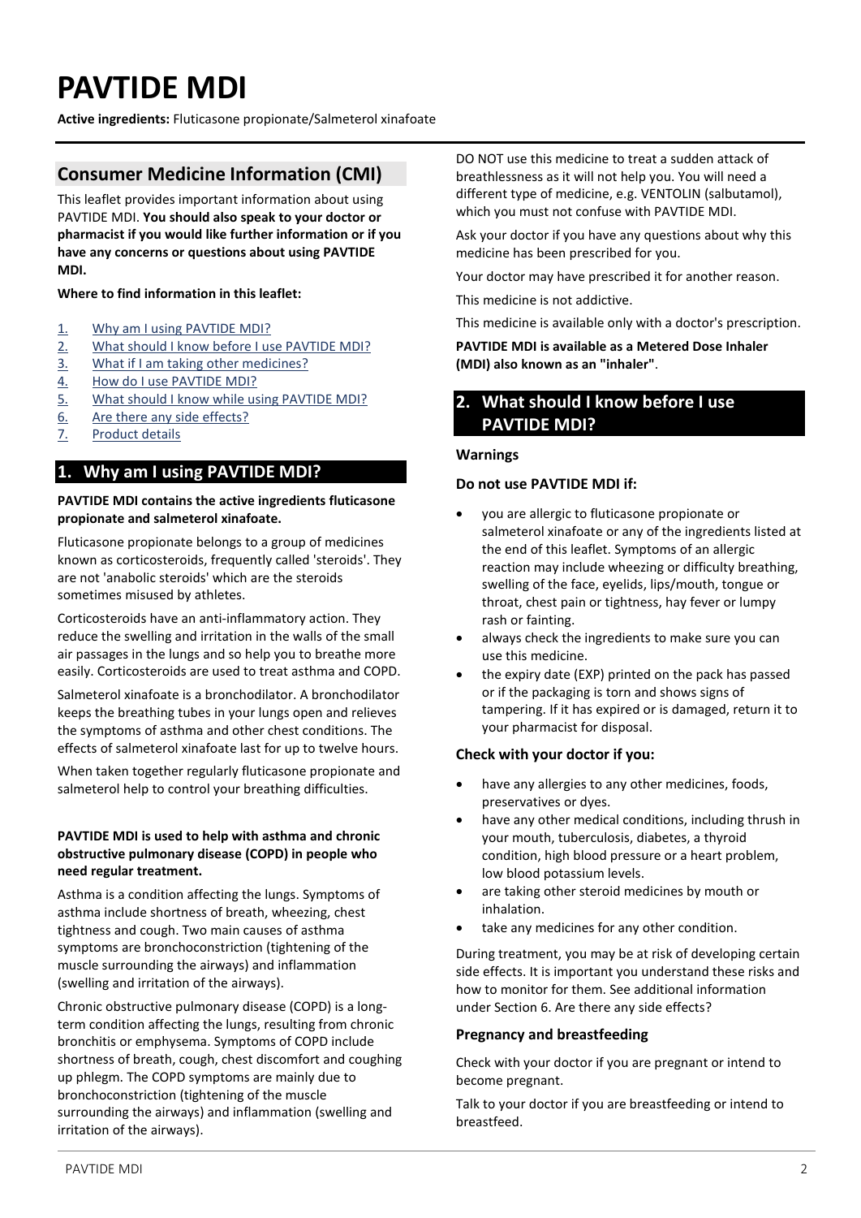# PAVTIDE MDI

**Active ingredients:** Fluticasone propionate/Salmeterol xinafoate

## Consumer Medicine Information (CMI)

This leaflet provides important information about using PAVTIDE MDI. **You should also speak to your doctor or pharmacist if you would like further information or if you have any concerns or questions about using PAVTIDE MDI.**

**Where to find information in this leaflet:**

1. What Why am I using PAVTIDE MDI?
2. What should I know before I use PAVTIDE MDI?
3. What if I am taking other medicines?
4. How do I use PAVTIDE MDI?
5. What should I know while using PAVTIDE MDI?
6. Are there any side effects?
7. Product details

## 1. Why am I using PAVTIDE MDI?

**PAVTIDE MDI contains the active ingredients fluticasone propionate and salmeterol xinafoate.**

Fluticasone propionate belongs to a group of medicines known as corticosteroids, frequently called 'steroids'. They are not 'anabolic steroids' which are the steroids sometimes misused by athletes.

Corticosteroids have an anti-inflammatory action. They reduce the swelling and irritation in the walls of the small air passages in the lungs and so help you to breathe more easily. Corticosteroids are used to treat asthma and COPD.

Salmeterol xinafoate is a bronchodilator. A bronchodilator keeps the breathing tubes in your lungs open and relieves the symptoms of asthma and other chest conditions. The effects of salmeterol xinafoate last for up to twelve hours.

When taken together regularly fluticasone propionate and salmeterol help to control your breathing difficulties.

**PAVTIDE MDI is used to help with asthma and chronic obstructive pulmonary disease (COPD) in people who need regular treatment.**

Asthma is a condition affecting the lungs. Symptoms of asthma include shortness of breath, wheezing, chest tightness and cough. Two main causes of asthma symptoms are bronchoconstriction (tightening of the muscle surrounding the airways) and inflammation (swelling and irritation of the airways).

Chronic obstructive pulmonary disease (COPD) is a long-term condition affecting the lungs, resulting from chronic bronchitis or emphysema. Symptoms of COPD include shortness of breath, cough, chest discomfort and coughing up phlegm. The COPD symptoms are mainly due to bronchoconstriction (tightening of the muscle surrounding the airways) and inflammation (swelling and irritation of the airways).

DO NOT use this medicine to treat a sudden attack of breathlessness as it will not help you. You will need a different type of medicine, e.g. VENTOLIN (salbutamol), which you must not confuse with PAVTIDE MDI.

Ask your doctor if you have any questions about why this medicine has been prescribed for you.

Your doctor may have prescribed it for another reason.

This medicine is not addictive.

This medicine is available only with a doctor's prescription.

**PAVTIDE MDI is available as a Metered Dose Inhaler (MDI) also known as an "inhaler"**.

## 2. What should I know before I use PAVTIDE MDI?

### Warnings

### Do not use PAVTIDE MDI if:

- you are allergic to fluticasone propionate or salmeterol xinafoate or any of the ingredients listed at the end of this leaflet. Symptoms of an allergic reaction may include wheezing or difficulty breathing, swelling of the face, eyelids, lips/mouth, tongue or throat, chest pain or tightness, hay fever or lumpy rash or fainting.
- always check the ingredients to make sure you can use this medicine.
- the expiry date (EXP) printed on the pack has passed or if the packaging is torn and shows signs of tampering. If it has expired or is damaged, return it to your pharmacist for disposal.

### Check with your doctor if you:

- have any allergies to any other medicines, foods, preservatives or dyes.
- have any other medical conditions, including thrush in your mouth, tuberculosis, diabetes, a thyroid condition, high blood pressure or a heart problem, low blood potassium levels.
- are taking other steroid medicines by mouth or inhalation.
- take any medicines for any other condition.

During treatment, you may be at risk of developing certain side effects. It is important you understand these risks and how to monitor for them. See additional information under Section 6. Are there any side effects?

### Pregnancy and breastfeeding

Check with your doctor if you are pregnant or intend to become pregnant.

Talk to your doctor if you are breastfeeding or intend to breastfeed.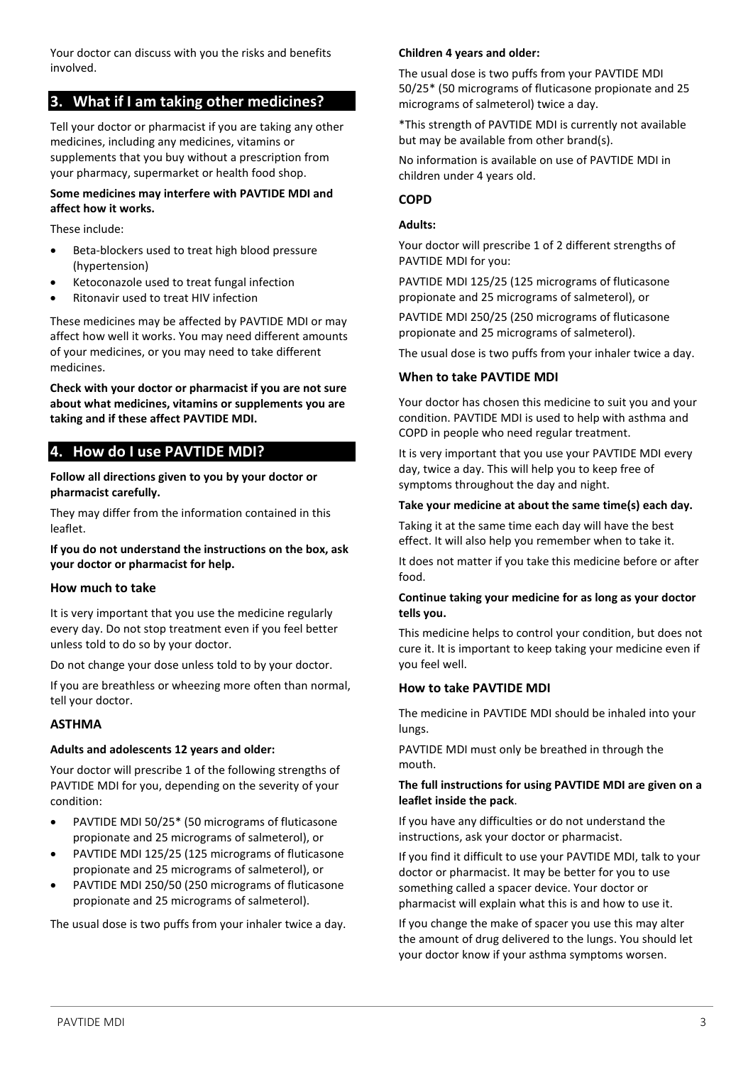Your doctor can discuss with you the risks and benefits involved.

## 3. What if I am taking other medicines?

Tell your doctor or pharmacist if you are taking any other medicines, including any medicines, vitamins or supplements that you buy without a prescription from your pharmacy, supermarket or health food shop.

**Some medicines may interfere with PAVTIDE MDI and affect how it works.**

These include:

- Beta-blockers used to treat high blood pressure (hypertension)
- Ketoconazole used to treat fungal infection
- Ritonavir used to treat HIV infection

These medicines may be affected by PAVTIDE MDI or may affect how well it works. You may need different amounts of your medicines, or you may need to take different medicines.

**Check with your doctor or pharmacist if you are not sure about what medicines, vitamins or supplements you are taking and if these affect PAVTIDE MDI.**

## 4. How do I use PAVTIDE MDI?

**Follow all directions given to you by your doctor or pharmacist carefully.**

They may differ from the information contained in this leaflet.

**If you do not understand the instructions on the box, ask your doctor or pharmacist for help.**

### How much to take

It is very important that you use the medicine regularly every day. Do not stop treatment even if you feel better unless told to do so by your doctor.

Do not change your dose unless told to by your doctor.

If you are breathless or wheezing more often than normal, tell your doctor.

#### ASTHMA

**Adults and adolescents 12 years and older:**

Your doctor will prescribe 1 of the following strengths of PAVTIDE MDI for you, depending on the severity of your condition:

- PAVTIDE MDI 50/25* (50 micrograms of fluticasone propionate and 25 micrograms of salmeterol), or
- PAVTIDE MDI 125/25 (125 micrograms of fluticasone propionate and 25 micrograms of salmeterol), or
- PAVTIDE MDI 250/50 (250 micrograms of fluticasone propionate and 25 micrograms of salmeterol).

The usual dose is two puffs from your inhaler twice a day.

**Children 4 years and older:**

The usual dose is two puffs from your PAVTIDE MDI 50/25* (50 micrograms of fluticasone propionate and 25 micrograms of salmeterol) twice a day.

*This strength of PAVTIDE MDI is currently not available but may be available from other brand(s).

No information is available on use of PAVTIDE MDI in children under 4 years old.

#### COPD

**Adults:**

Your doctor will prescribe 1 of 2 different strengths of PAVTIDE MDI for you:

PAVTIDE MDI 125/25 (125 micrograms of fluticasone propionate and 25 micrograms of salmeterol), or

PAVTIDE MDI 250/25 (250 micrograms of fluticasone propionate and 25 micrograms of salmeterol).

The usual dose is two puffs from your inhaler twice a day.

### When to take PAVTIDE MDI

Your doctor has chosen this medicine to suit you and your condition. PAVTIDE MDI is used to help with asthma and COPD in people who need regular treatment.

It is very important that you use your PAVTIDE MDI every day, twice a day. This will help you to keep free of symptoms throughout the day and night.

**Take your medicine at about the same time(s) each day.**

Taking it at the same time each day will have the best effect. It will also help you remember when to take it.

It does not matter if you take this medicine before or after food.

**Continue taking your medicine for as long as your doctor tells you.**

This medicine helps to control your condition, but does not cure it. It is important to keep taking your medicine even if you feel well.

### How to take PAVTIDE MDI

The medicine in PAVTIDE MDI should be inhaled into your lungs.

PAVTIDE MDI must only be breathed in through the mouth.

**The full instructions for using PAVTIDE MDI are given on a leaflet inside the pack**.

If you have any difficulties or do not understand the instructions, ask your doctor or pharmacist.

If you find it difficult to use your PAVTIDE MDI, talk to your doctor or pharmacist. It may be better for you to use something called a spacer device. Your doctor or pharmacist will explain what this is and how to use it.

If you change the make of spacer you use this may alter the amount of drug delivered to the lungs. You should let your doctor know if your asthma symptoms worsen.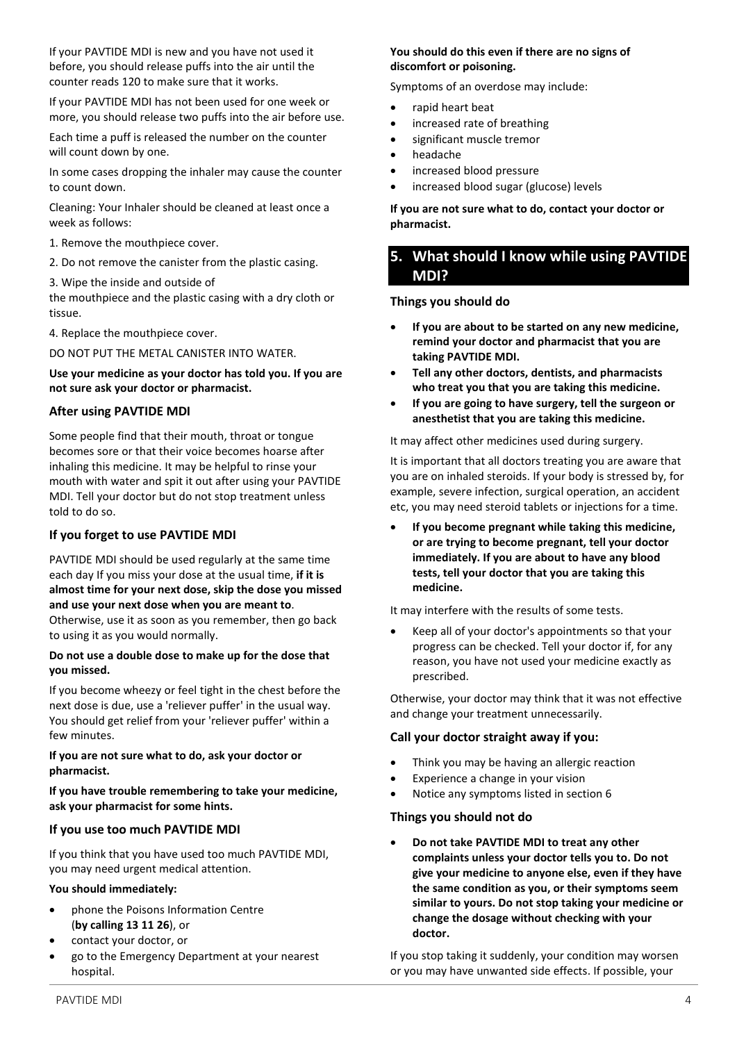If your PAVTIDE MDI is new and you have not used it before, you should release puffs into the air until the counter reads 120 to make sure that it works.

If your PAVTIDE MDI has not been used for one week or more, you should release two puffs into the air before use.

Each time a puff is released the number on the counter will count down by one.

In some cases dropping the inhaler may cause the counter to count down.

Cleaning: Your Inhaler should be cleaned at least once a week as follows:

1. Remove the mouthpiece cover.
2. Do not remove the canister from the plastic casing.
3. Wipe the inside and outside of the mouthpiece and the plastic casing with a dry cloth or tissue.
4. Replace the mouthpiece cover.

DO NOT PUT THE METAL CANISTER INTO WATER.

**Use your medicine as your doctor has told you. If you are not sure ask your doctor or pharmacist.**

### After using PAVTIDE MDI

Some people find that their mouth, throat or tongue becomes sore or that their voice becomes hoarse after inhaling this medicine. It may be helpful to rinse your mouth with water and spit it out after using your PAVTIDE MDI. Tell your doctor but do not stop treatment unless told to do so.

### If you forget to use PAVTIDE MDI

PAVTIDE MDI should be used regularly at the same time each day If you miss your dose at the usual time, **if it is almost time for your next dose, skip the dose you missed and use your next dose when you are meant to**. Otherwise, use it as soon as you remember, then go back to using it as you would normally.

**Do not use a double dose to make up for the dose that you missed.**

If you become wheezy or feel tight in the chest before the next dose is due, use a 'reliever puffer' in the usual way. You should get relief from your 'reliever puffer' within a few minutes.

**If you are not sure what to do, ask your doctor or pharmacist.**

**If you have trouble remembering to take your medicine, ask your pharmacist for some hints.**

### If you use too much PAVTIDE MDI

If you think that you have used too much PAVTIDE MDI, you may need urgent medical attention.

**You should immediately:**

- phone the Poisons Information Centre (**by calling 13 11 26**), or
- contact your doctor, or
- go to the Emergency Department at your nearest hospital.

**You should do this even if there are no signs of discomfort or poisoning.**

Symptoms of an overdose may include:

- rapid heart beat
- increased rate of breathing
- significant muscle tremor
- headache
- increased blood pressure
- increased blood sugar (glucose) levels

**If you are not sure what to do, contact your doctor or pharmacist.**

## 5. What should I know while using PAVTIDE MDI?

### Things you should do

- **If you are about to be started on any new medicine, remind your doctor and pharmacist that you are taking PAVTIDE MDI.**
- **Tell any other doctors, dentists, and pharmacists who treat you that you are taking this medicine.**
- **If you are going to have surgery, tell the surgeon or anesthetist that you are taking this medicine.**

It may affect other medicines used during surgery.

It is important that all doctors treating you are aware that you are on inhaled steroids. If your body is stressed by, for example, severe infection, surgical operation, an accident etc, you may need steroid tablets or injections for a time.

- **If you become pregnant while taking this medicine, or are trying to become pregnant, tell your doctor immediately. If you are about to have any blood tests, tell your doctor that you are taking this medicine.**

It may interfere with the results of some tests.

- Keep all of your doctor's appointments so that your progress can be checked. Tell your doctor if, for any reason, you have not used your medicine exactly as prescribed.

Otherwise, your doctor may think that it was not effective and change your treatment unnecessarily.

### Call your doctor straight away if you:

- Think you may be having an allergic reaction
- Experience a change in your vision
- Notice any symptoms listed in section 6

### Things you should not do

- **Do not take PAVTIDE MDI to treat any other complaints unless your doctor tells you to. Do not give your medicine to anyone else, even if they have the same condition as you, or their symptoms seem similar to yours. Do not stop taking your medicine or change the dosage without checking with your doctor.**

If you stop taking it suddenly, your condition may worsen or you may have unwanted side effects. If possible, your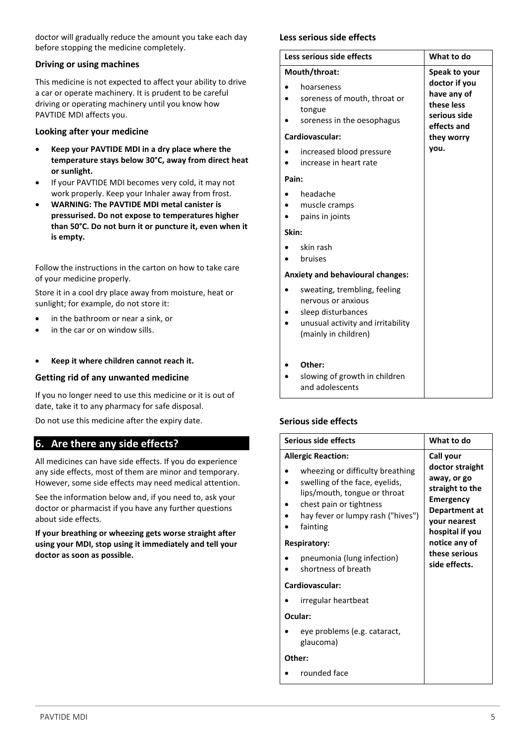doctor will gradually reduce the amount you take each day before stopping the medicine completely.

### Driving or using machines

This medicine is not expected to affect your ability to drive a car or operate machinery. It is prudent to be careful driving or operating machinery until you know how PAVTIDE MDI affects you.

### Looking after your medicine

- **Keep your PAVTIDE MDI in a dry place where the temperature stays below 30°C, away from direct heat or sunlight.**
- If your PAVTIDE MDI becomes very cold, it may not work properly. Keep your Inhaler away from frost.
- **WARNING: The PAVTIDE MDI metal canister is pressurised. Do not expose to temperatures higher than 50°C. Do not burn it or puncture it, even when it is empty.**

Follow the instructions in the carton on how to take care of your medicine properly.

Store it in a cool dry place away from moisture, heat or sunlight; for example, do not store it:

- in the bathroom or near a sink, or
- in the car or on window sills.

- **Keep it where children cannot reach it.**

### Getting rid of any unwanted medicine

If you no longer need to use this medicine or it is out of date, take it to any pharmacy for safe disposal.

Do not use this medicine after the expiry date.

## 6. Are there any side effects?

All medicines can have side effects. If you do experience any side effects, most of them are minor and temporary. However, some side effects may need medical attention.

See the information below and, if you need to, ask your doctor or pharmacist if you have any further questions about side effects.

**If your breathing or wheezing gets worse straight after using your MDI, stop using it immediately and tell your doctor as soon as possible.**

### Less serious side effects

| Less serious side effects | What to do |
|---|---|
| **Mouth/throat:**<br>• hoarseness<br>• soreness of mouth, throat or tongue<br>• soreness in the oesophagus<br>**Cardiovascular:**<br>• increased blood pressure<br>• increase in heart rate<br>**Pain:**<br>• headache<br>• muscle cramps<br>• pains in joints<br>**Skin:**<br>• skin rash<br>• bruises<br>**Anxiety and behavioural changes:**<br>• sweating, trembling, feeling nervous or anxious<br>• sleep disturbances<br>• unusual activity and irritability (mainly in children)<br>• **Other:**<br>• slowing of growth in children and adolescents | **Speak to your doctor if you have any of these less serious side effects and they worry you.** |

### Serious side effects

| Serious side effects | What to do |
|---|---|
| **Allergic Reaction:**<br>• wheezing or difficulty breathing<br>• swelling of the face, eyelids, lips/mouth, tongue or throat<br>• chest pain or tightness<br>• hay fever or lumpy rash ("hives")<br>• fainting<br>**Respiratory:**<br>• pneumonia (lung infection)<br>• shortness of breath<br>**Cardiovascular:**<br>• irregular heartbeat<br>**Ocular:**<br>• eye problems (e.g. cataract, glaucoma)<br>**Other:**<br>• rounded face | **Call your doctor straight away, or go straight to the Emergency Department at your nearest hospital if you notice any of these serious side effects.** |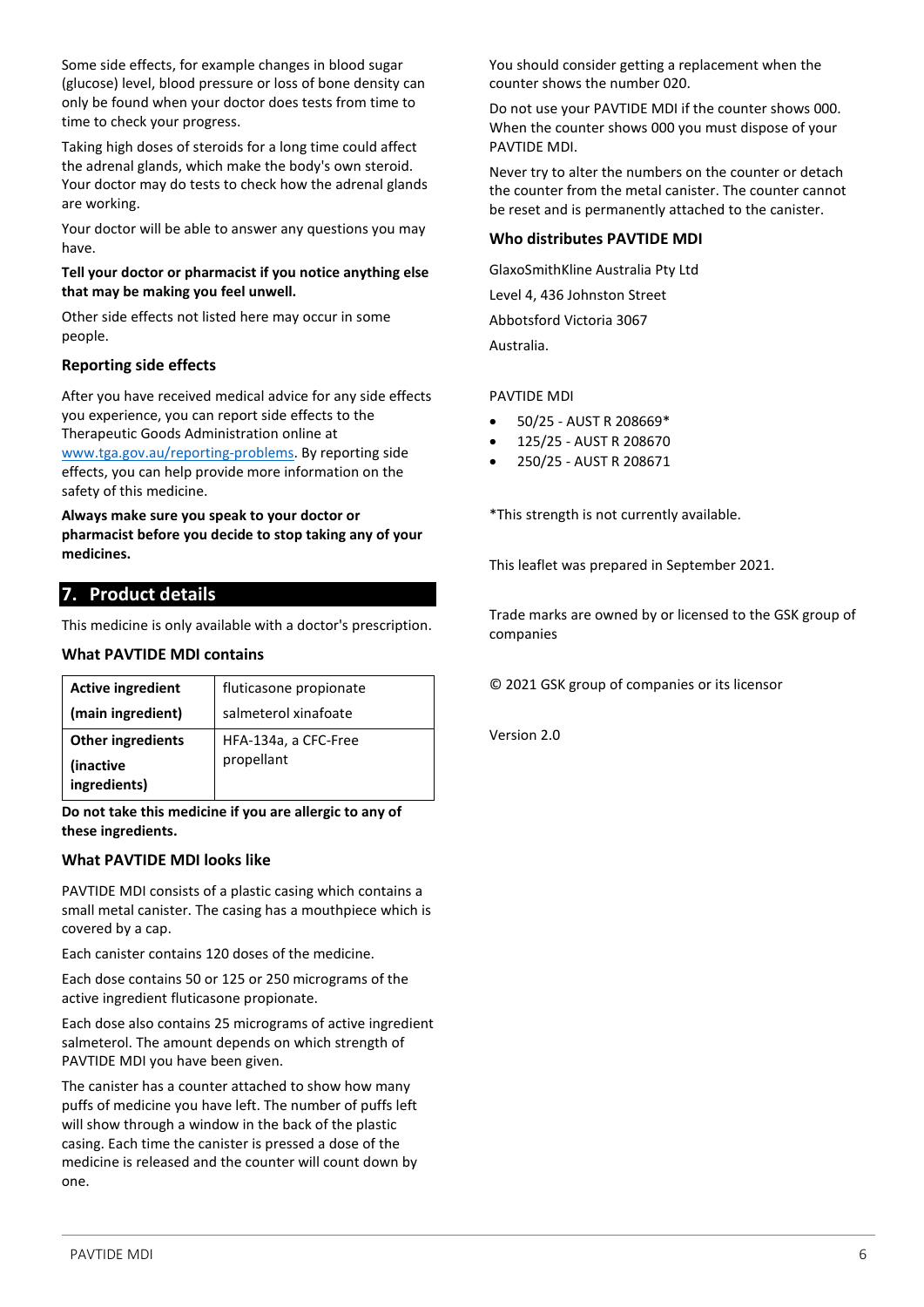Some side effects, for example changes in blood sugar (glucose) level, blood pressure or loss of bone density can only be found when your doctor does tests from time to time to check your progress.

Taking high doses of steroids for a long time could affect the adrenal glands, which make the body's own steroid. Your doctor may do tests to check how the adrenal glands are working.

Your doctor will be able to answer any questions you may have.

**Tell your doctor or pharmacist if you notice anything else that may be making you feel unwell.**

Other side effects not listed here may occur in some people.

### Reporting side effects

After you have received medical advice for any side effects you experience, you can report side effects to the Therapeutic Goods Administration online at www.tga.gov.au/reporting-problems. By reporting side effects, you can help provide more information on the safety of this medicine.

**Always make sure you speak to your doctor or pharmacist before you decide to stop taking any of your medicines.**

## 7. Product details

This medicine is only available with a doctor's prescription.

### What PAVTIDE MDI contains

| | |
|---|---|
| **Active ingredient (main ingredient)** | fluticasone propionate<br>salmeterol xinafoate |
| **Other ingredients (inactive ingredients)** | HFA-134a, a CFC-Free propellant |

**Do not take this medicine if you are allergic to any of these ingredients.**

### What PAVTIDE MDI looks like

PAVTIDE MDI consists of a plastic casing which contains a small metal canister. The casing has a mouthpiece which is covered by a cap.

Each canister contains 120 doses of the medicine.

Each dose contains 50 or 125 or 250 micrograms of the active ingredient fluticasone propionate.

Each dose also contains 25 micrograms of active ingredient salmeterol. The amount depends on which strength of PAVTIDE MDI you have been given.

The canister has a counter attached to show how many puffs of medicine you have left. The number of puffs left will show through a window in the back of the plastic casing. Each time the canister is pressed a dose of the medicine is released and the counter will count down by one.

You should consider getting a replacement when the counter shows the number 020.

Do not use your PAVTIDE MDI if the counter shows 000. When the counter shows 000 you must dispose of your PAVTIDE MDI.

Never try to alter the numbers on the counter or detach the counter from the metal canister. The counter cannot be reset and is permanently attached to the canister.

### Who distributes PAVTIDE MDI

GlaxoSmithKline Australia Pty Ltd

Level 4, 436 Johnston Street

Abbotsford Victoria 3067

Australia.

PAVTIDE MDI

- 50/25 - AUST R 208669*
- 125/25 - AUST R 208670
- 250/25 - AUST R 208671

*This strength is not currently available.

This leaflet was prepared in September 2021.

Trade marks are owned by or licensed to the GSK group of companies

© 2021 GSK group of companies or its licensor

Version 2.0